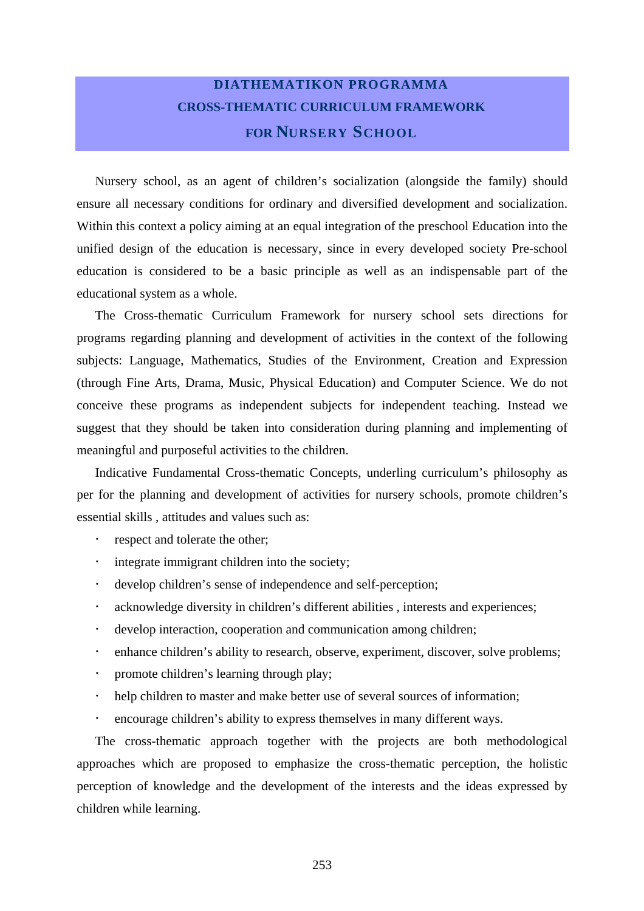# DIATHEMATIKON PROGRAMMA
# CROSS-THEMATIC CURRICULUM FRAMEWORK
# FOR NURSERY SCHOOL

Nursery school, as an agent of children's socialization (alongside the family) should ensure all necessary conditions for ordinary and diversified development and socialization. Within this context a policy aiming at an equal integration of the preschool Education into the unified design of the education is necessary, since in every developed society Pre-school education is considered to be a basic principle as well as an indispensable part of the educational system as a whole.

The Cross-thematic Curriculum Framework for nursery school sets directions for programs regarding planning and development of activities in the context of the following subjects: Language, Mathematics, Studies of the Environment, Creation and Expression (through Fine Arts, Drama, Music, Physical Education) and Computer Science. We do not conceive these programs as independent subjects for independent teaching. Instead we suggest that they should be taken into consideration during planning and implementing of meaningful and purposeful activities to the children.

Indicative Fundamental Cross-thematic Concepts, underling curriculum's philosophy as per for the planning and development of activities for nursery schools, promote children's essential skills , attitudes and values such as:

- respect and tolerate the other;
- integrate immigrant children into the society;
- develop children's sense of independence and self-perception;
- acknowledge diversity in children's different abilities , interests and experiences;
- develop interaction, cooperation and communication among children;
- enhance children's ability to research, observe, experiment, discover, solve problems;
- promote children's learning through play;
- help children to master and make better use of several sources of information;
- encourage children's ability to express themselves in many different ways.

The cross-thematic approach together with the projects are both methodological approaches which are proposed to emphasize the cross-thematic perception, the holistic perception of knowledge and the development of the interests and the ideas expressed by children while learning.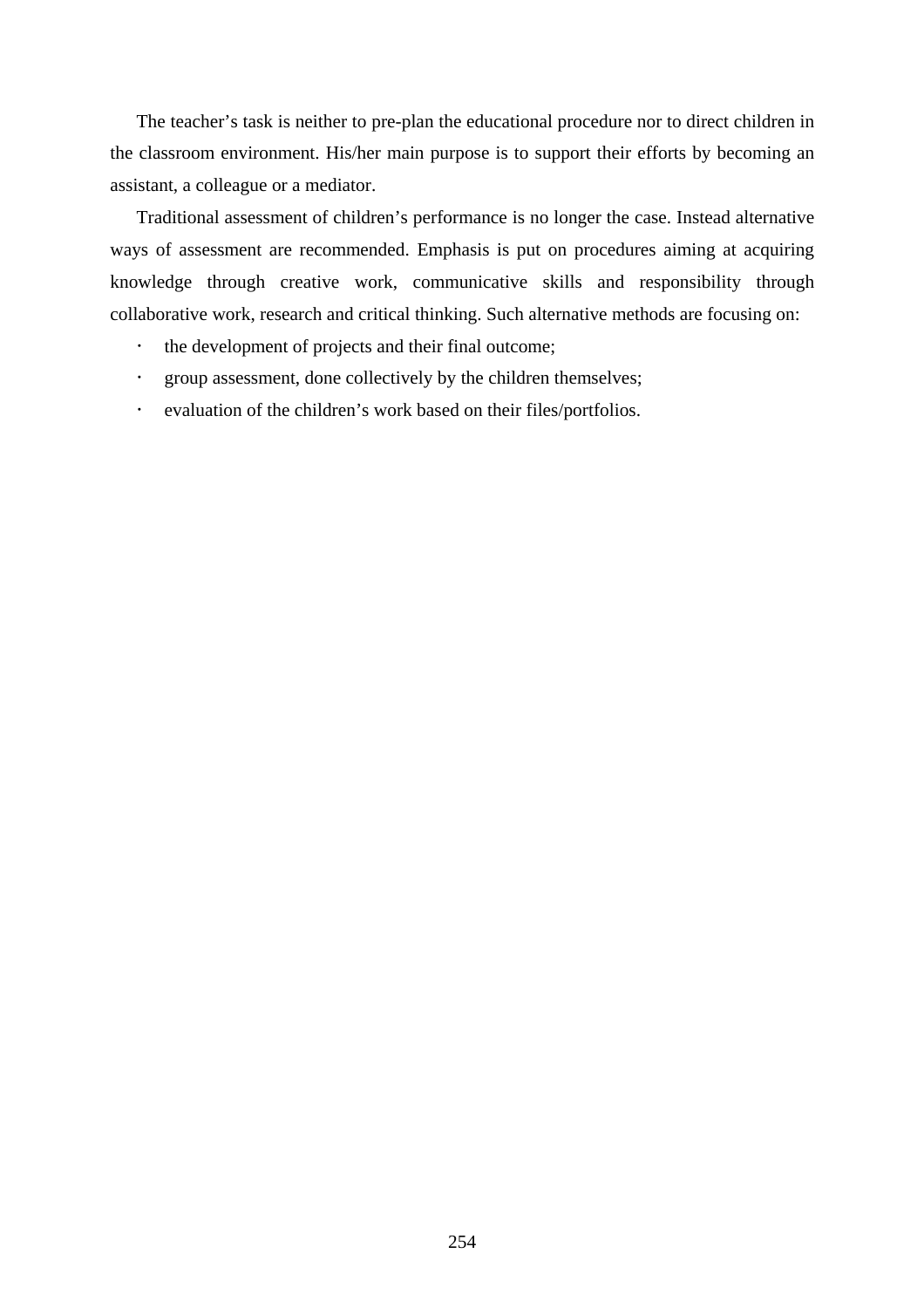The teacher’s task is neither to pre-plan the educational procedure nor to direct children in the classroom environment. His/her main purpose is to support their efforts by becoming an assistant, a colleague or a mediator.

Traditional assessment of children’s performance is no longer the case. Instead alternative ways of assessment are recommended. Emphasis is put on procedures aiming at acquiring knowledge through creative work, communicative skills and responsibility through collaborative work, research and critical thinking. Such alternative methods are focusing on:

- the development of projects and their final outcome;
- group assessment, done collectively by the children themselves;
- evaluation of the children’s work based on their files/portfolios.